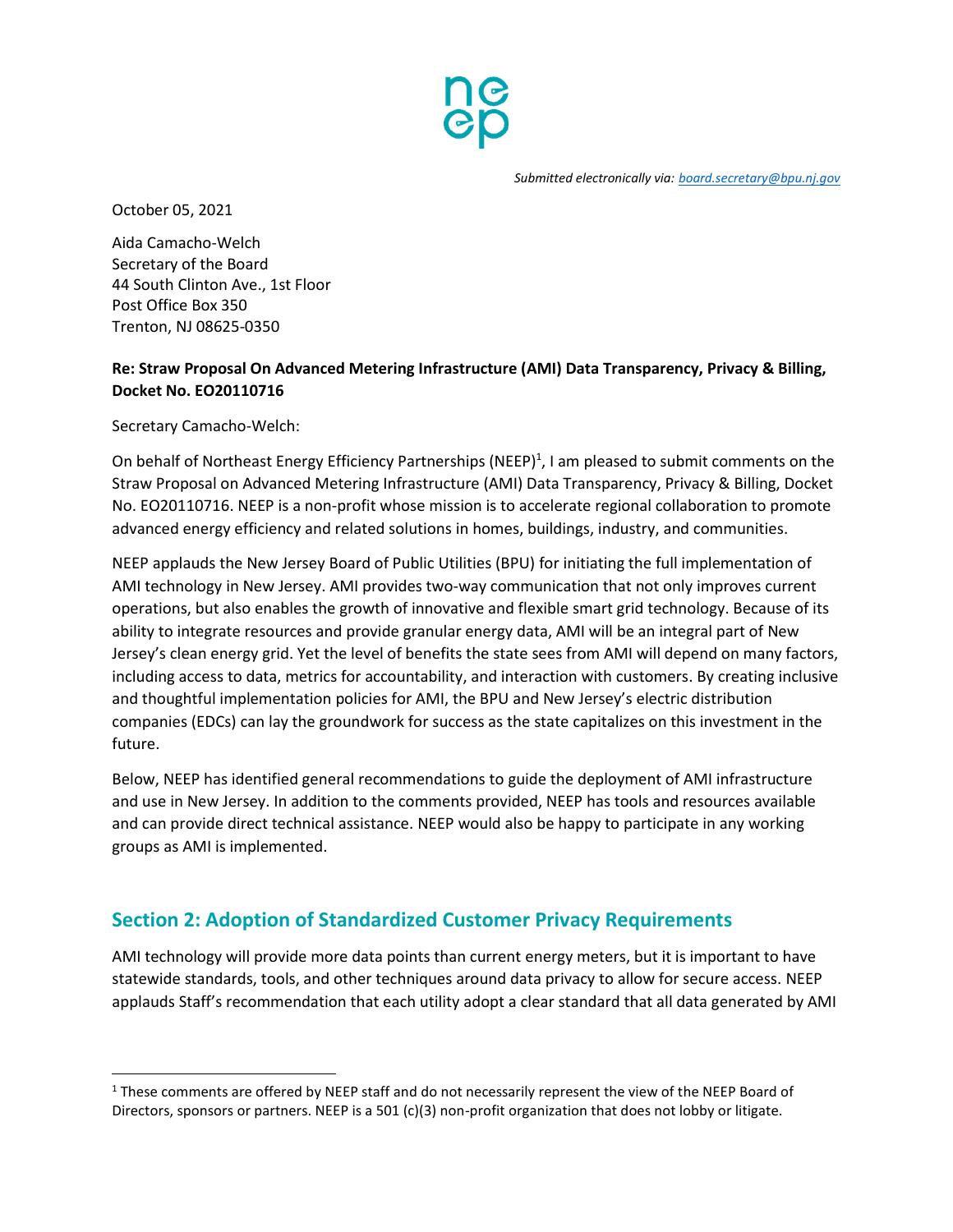*Submitted electronically via: board.secretary@bpu.nj.gov*

October 05, 2021

Aida Camacho-Welch
Secretary of the Board
44 South Clinton Ave., 1st Floor
Post Office Box 350
Trenton, NJ 08625-0350

**Re: Straw Proposal On Advanced Metering Infrastructure (AMI) Data Transparency, Privacy & Billing, Docket No. EO20110716**

Secretary Camacho-Welch:

On behalf of Northeast Energy Efficiency Partnerships (NEEP)[1], I am pleased to submit comments on the Straw Proposal on Advanced Metering Infrastructure (AMI) Data Transparency, Privacy & Billing, Docket No. EO20110716. NEEP is a non-profit whose mission is to accelerate regional collaboration to promote advanced energy efficiency and related solutions in homes, buildings, industry, and communities.

NEEP applauds the New Jersey Board of Public Utilities (BPU) for initiating the full implementation of AMI technology in New Jersey. AMI provides two-way communication that not only improves current operations, but also enables the growth of innovative and flexible smart grid technology. Because of its ability to integrate resources and provide granular energy data, AMI will be an integral part of New Jersey's clean energy grid. Yet the level of benefits the state sees from AMI will depend on many factors, including access to data, metrics for accountability, and interaction with customers. By creating inclusive and thoughtful implementation policies for AMI, the BPU and New Jersey's electric distribution companies (EDCs) can lay the groundwork for success as the state capitalizes on this investment in the future.

Below, NEEP has identified general recommendations to guide the deployment of AMI infrastructure and use in New Jersey. In addition to the comments provided, NEEP has tools and resources available and can provide direct technical assistance. NEEP would also be happy to participate in any working groups as AMI is implemented.

## Section 2: Adoption of Standardized Customer Privacy Requirements

AMI technology will provide more data points than current energy meters, but it is important to have statewide standards, tools, and other techniques around data privacy to allow for secure access. NEEP applauds Staff's recommendation that each utility adopt a clear standard that all data generated by AMI

[1] These comments are offered by NEEP staff and do not necessarily represent the view of the NEEP Board of Directors, sponsors or partners. NEEP is a 501 (c)(3) non-profit organization that does not lobby or litigate.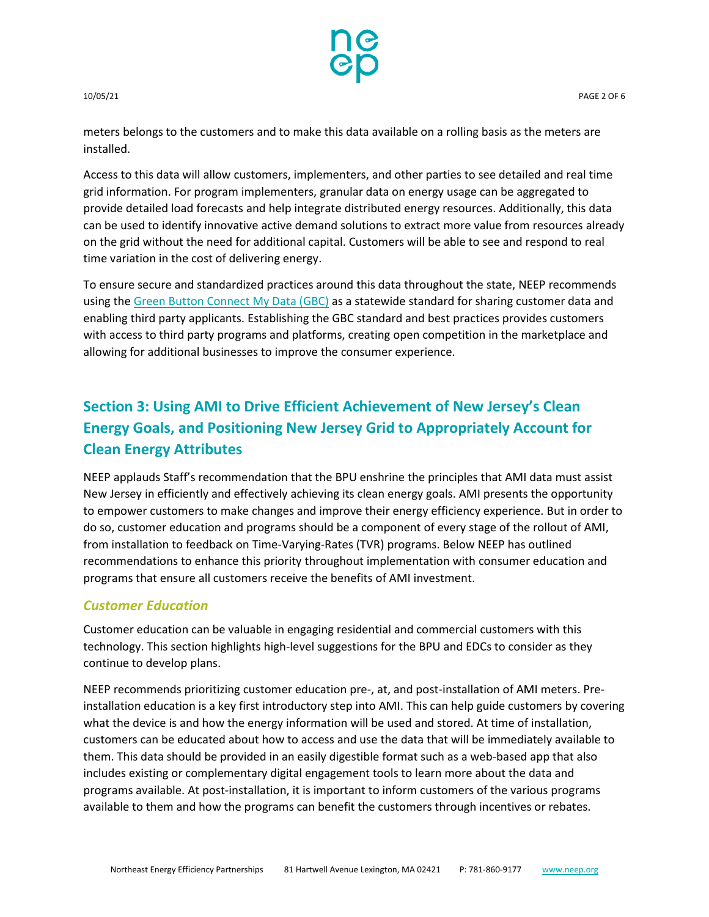meters belongs to the customers and to make this data available on a rolling basis as the meters are installed.

Access to this data will allow customers, implementers, and other parties to see detailed and real time grid information. For program implementers, granular data on energy usage can be aggregated to provide detailed load forecasts and help integrate distributed energy resources. Additionally, this data can be used to identify innovative active demand solutions to extract more value from resources already on the grid without the need for additional capital. Customers will be able to see and respond to real time variation in the cost of delivering energy.

To ensure secure and standardized practices around this data throughout the state, NEEP recommends using the Green Button Connect My Data (GBC) as a statewide standard for sharing customer data and enabling third party applicants. Establishing the GBC standard and best practices provides customers with access to third party programs and platforms, creating open competition in the marketplace and allowing for additional businesses to improve the consumer experience.

## Section 3: Using AMI to Drive Efficient Achievement of New Jersey's Clean Energy Goals, and Positioning New Jersey Grid to Appropriately Account for Clean Energy Attributes

NEEP applauds Staff's recommendation that the BPU enshrine the principles that AMI data must assist New Jersey in efficiently and effectively achieving its clean energy goals. AMI presents the opportunity to empower customers to make changes and improve their energy efficiency experience. But in order to do so, customer education and programs should be a component of every stage of the rollout of AMI, from installation to feedback on Time-Varying-Rates (TVR) programs. Below NEEP has outlined recommendations to enhance this priority throughout implementation with consumer education and programs that ensure all customers receive the benefits of AMI investment.

### *Customer Education*

Customer education can be valuable in engaging residential and commercial customers with this technology. This section highlights high-level suggestions for the BPU and EDCs to consider as they continue to develop plans.

NEEP recommends prioritizing customer education pre-, at, and post-installation of AMI meters. Pre-installation education is a key first introductory step into AMI. This can help guide customers by covering what the device is and how the energy information will be used and stored. At time of installation, customers can be educated about how to access and use the data that will be immediately available to them. This data should be provided in an easily digestible format such as a web-based app that also includes existing or complementary digital engagement tools to learn more about the data and programs available. At post-installation, it is important to inform customers of the various programs available to them and how the programs can benefit the customers through incentives or rebates.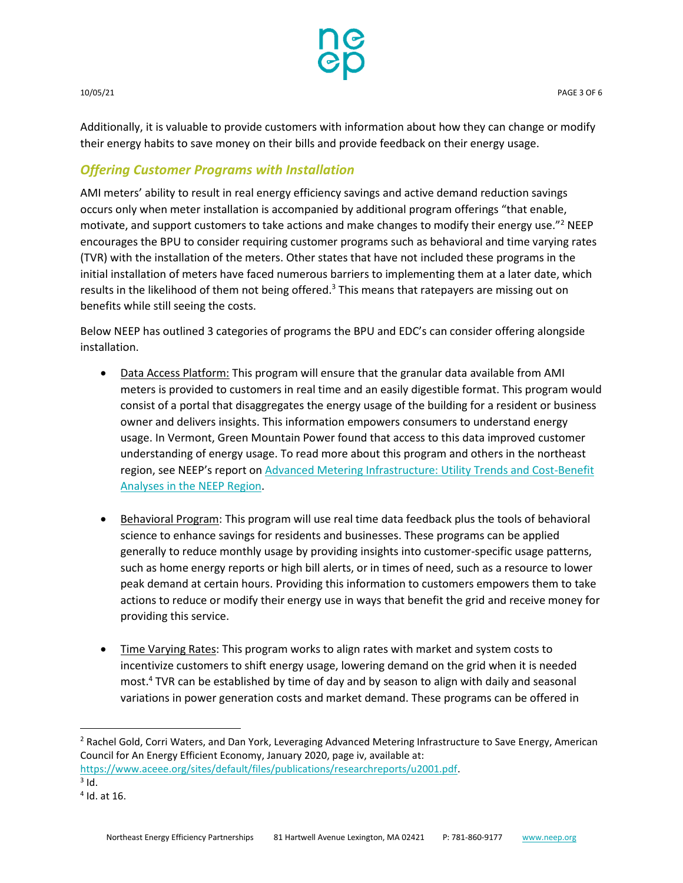Additionally, it is valuable to provide customers with information about how they can change or modify their energy habits to save money on their bills and provide feedback on their energy usage.

### *Offering Customer Programs with Installation*

AMI meters' ability to result in real energy efficiency savings and active demand reduction savings occurs only when meter installation is accompanied by additional program offerings "that enable, motivate, and support customers to take actions and make changes to modify their energy use."[2] NEEP encourages the BPU to consider requiring customer programs such as behavioral and time varying rates (TVR) with the installation of the meters. Other states that have not included these programs in the initial installation of meters have faced numerous barriers to implementing them at a later date, which results in the likelihood of them not being offered.[3] This means that ratepayers are missing out on benefits while still seeing the costs.

Below NEEP has outlined 3 categories of programs the BPU and EDC's can consider offering alongside installation.

- Data Access Platform: This program will ensure that the granular data available from AMI meters is provided to customers in real time and an easily digestible format. This program would consist of a portal that disaggregates the energy usage of the building for a resident or business owner and delivers insights. This information empowers consumers to understand energy usage. In Vermont, Green Mountain Power found that access to this data improved customer understanding of energy usage. To read more about this program and others in the northeast region, see NEEP's report on [Advanced Metering Infrastructure: Utility Trends and Cost-Benefit Analyses in the NEEP Region](#).

- Behavioral Program: This program will use real time data feedback plus the tools of behavioral science to enhance savings for residents and businesses. These programs can be applied generally to reduce monthly usage by providing insights into customer-specific usage patterns, such as home energy reports or high bill alerts, or in times of need, such as a resource to lower peak demand at certain hours. Providing this information to customers empowers them to take actions to reduce or modify their energy use in ways that benefit the grid and receive money for providing this service.

- Time Varying Rates: This program works to align rates with market and system costs to incentivize customers to shift energy usage, lowering demand on the grid when it is needed most.[4] TVR can be established by time of day and by season to align with daily and seasonal variations in power generation costs and market demand. These programs can be offered in

---

[2] Rachel Gold, Corri Waters, and Dan York, Leveraging Advanced Metering Infrastructure to Save Energy, American Council for An Energy Efficient Economy, January 2020, page iv, available at: https://www.aceee.org/sites/default/files/publications/researchreports/u2001.pdf.

[3] Id.

[4] Id. at 16.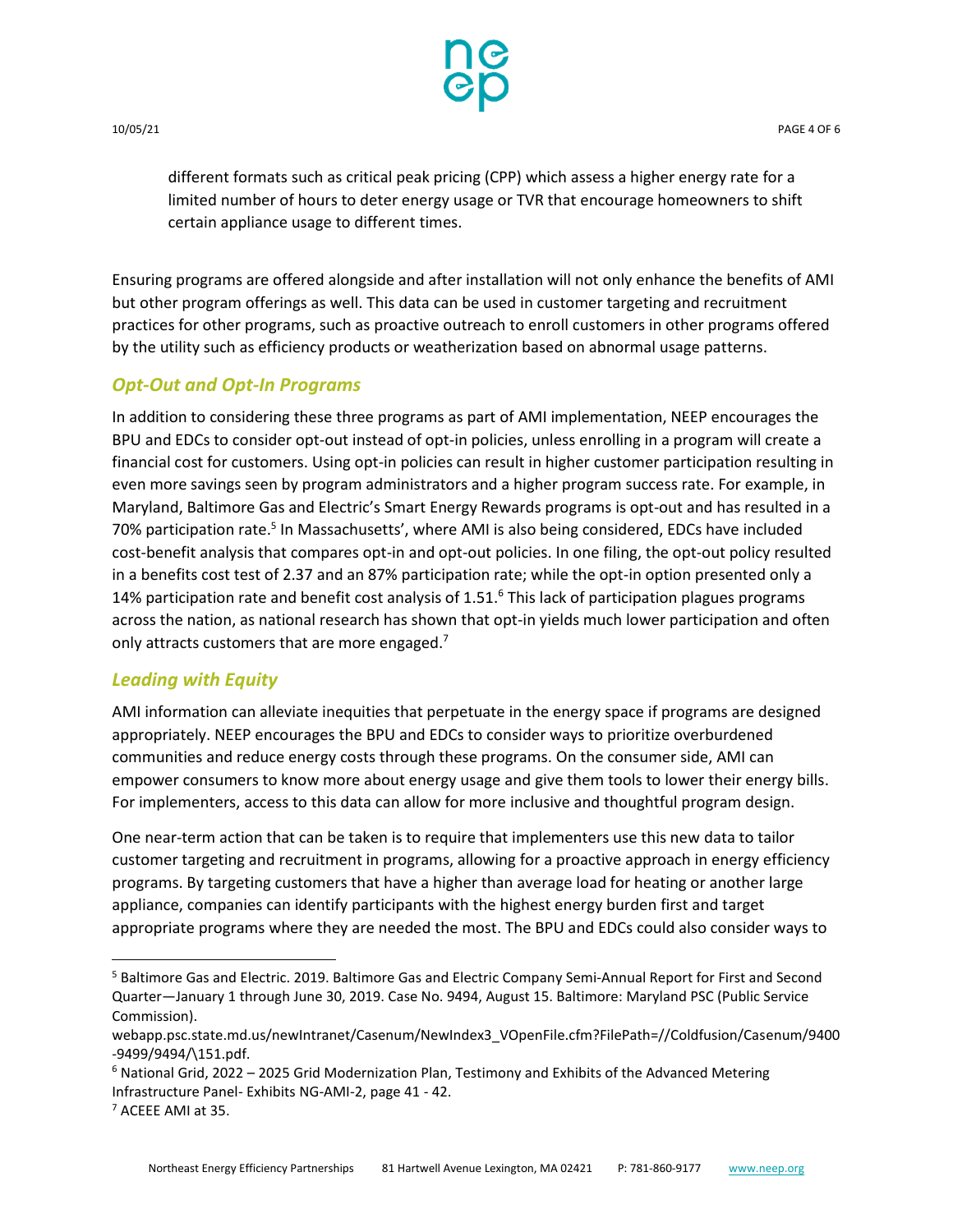different formats such as critical peak pricing (CPP) which assess a higher energy rate for a limited number of hours to deter energy usage or TVR that encourage homeowners to shift certain appliance usage to different times.

Ensuring programs are offered alongside and after installation will not only enhance the benefits of AMI but other program offerings as well. This data can be used in customer targeting and recruitment practices for other programs, such as proactive outreach to enroll customers in other programs offered by the utility such as efficiency products or weatherization based on abnormal usage patterns.

## *Opt-Out and Opt-In Programs*

In addition to considering these three programs as part of AMI implementation, NEEP encourages the BPU and EDCs to consider opt-out instead of opt-in policies, unless enrolling in a program will create a financial cost for customers. Using opt-in policies can result in higher customer participation resulting in even more savings seen by program administrators and a higher program success rate. For example, in Maryland, Baltimore Gas and Electric's Smart Energy Rewards programs is opt-out and has resulted in a 70% participation rate.[5] In Massachusetts', where AMI is also being considered, EDCs have included cost-benefit analysis that compares opt-in and opt-out policies. In one filing, the opt-out policy resulted in a benefits cost test of 2.37 and an 87% participation rate; while the opt-in option presented only a 14% participation rate and benefit cost analysis of 1.51.[6] This lack of participation plagues programs across the nation, as national research has shown that opt-in yields much lower participation and often only attracts customers that are more engaged.[7]

## *Leading with Equity*

AMI information can alleviate inequities that perpetuate in the energy space if programs are designed appropriately. NEEP encourages the BPU and EDCs to consider ways to prioritize overburdened communities and reduce energy costs through these programs. On the consumer side, AMI can empower consumers to know more about energy usage and give them tools to lower their energy bills. For implementers, access to this data can allow for more inclusive and thoughtful program design.

One near-term action that can be taken is to require that implementers use this new data to tailor customer targeting and recruitment in programs, allowing for a proactive approach in energy efficiency programs. By targeting customers that have a higher than average load for heating or another large appliance, companies can identify participants with the highest energy burden first and target appropriate programs where they are needed the most. The BPU and EDCs could also consider ways to

---

[5] Baltimore Gas and Electric. 2019. Baltimore Gas and Electric Company Semi-Annual Report for First and Second Quarter—January 1 through June 30, 2019. Case No. 9494, August 15. Baltimore: Maryland PSC (Public Service Commission).
webapp.psc.state.md.us/newIntranet/Casenum/NewIndex3_VOpenFile.cfm?FilePath=//Coldfusion/Casenum/9400-9499/9494/\151.pdf.

[6] National Grid, 2022 – 2025 Grid Modernization Plan, Testimony and Exhibits of the Advanced Metering Infrastructure Panel- Exhibits NG-AMI-2, page 41 - 42.

[7] ACEEE AMI at 35.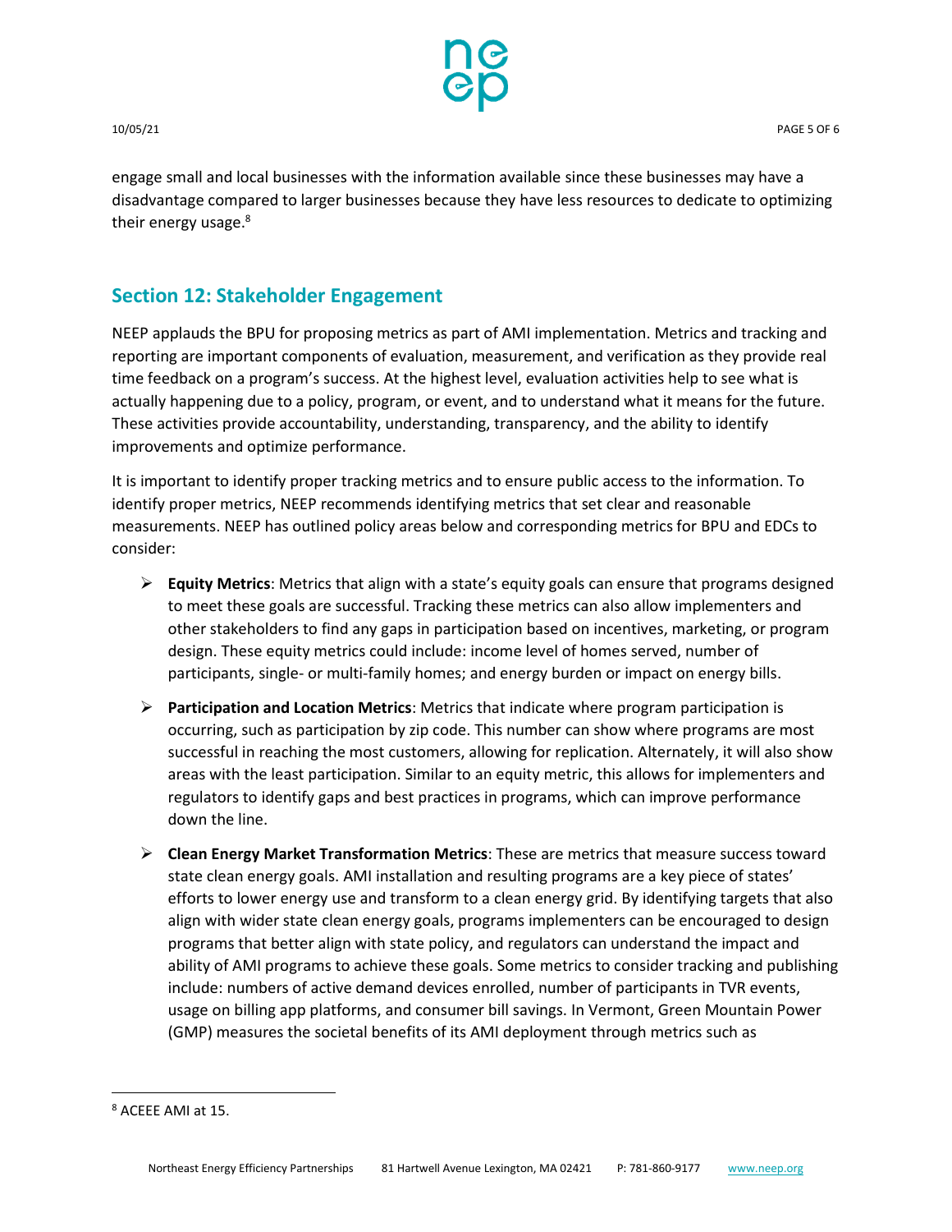engage small and local businesses with the information available since these businesses may have a disadvantage compared to larger businesses because they have less resources to dedicate to optimizing their energy usage.[8]

## Section 12: Stakeholder Engagement

NEEP applauds the BPU for proposing metrics as part of AMI implementation. Metrics and tracking and reporting are important components of evaluation, measurement, and verification as they provide real time feedback on a program's success. At the highest level, evaluation activities help to see what is actually happening due to a policy, program, or event, and to understand what it means for the future. These activities provide accountability, understanding, transparency, and the ability to identify improvements and optimize performance.

It is important to identify proper tracking metrics and to ensure public access to the information. To identify proper metrics, NEEP recommends identifying metrics that set clear and reasonable measurements. NEEP has outlined policy areas below and corresponding metrics for BPU and EDCs to consider:

- **Equity Metrics**: Metrics that align with a state's equity goals can ensure that programs designed to meet these goals are successful. Tracking these metrics can also allow implementers and other stakeholders to find any gaps in participation based on incentives, marketing, or program design. These equity metrics could include: income level of homes served, number of participants, single- or multi-family homes; and energy burden or impact on energy bills.
- **Participation and Location Metrics**: Metrics that indicate where program participation is occurring, such as participation by zip code. This number can show where programs are most successful in reaching the most customers, allowing for replication. Alternately, it will also show areas with the least participation. Similar to an equity metric, this allows for implementers and regulators to identify gaps and best practices in programs, which can improve performance down the line.
- **Clean Energy Market Transformation Metrics**: These are metrics that measure success toward state clean energy goals. AMI installation and resulting programs are a key piece of states' efforts to lower energy use and transform to a clean energy grid. By identifying targets that also align with wider state clean energy goals, programs implementers can be encouraged to design programs that better align with state policy, and regulators can understand the impact and ability of AMI programs to achieve these goals. Some metrics to consider tracking and publishing include: numbers of active demand devices enrolled, number of participants in TVR events, usage on billing app platforms, and consumer bill savings. In Vermont, Green Mountain Power (GMP) measures the societal benefits of its AMI deployment through metrics such as

---

[8] ACEEE AMI at 15.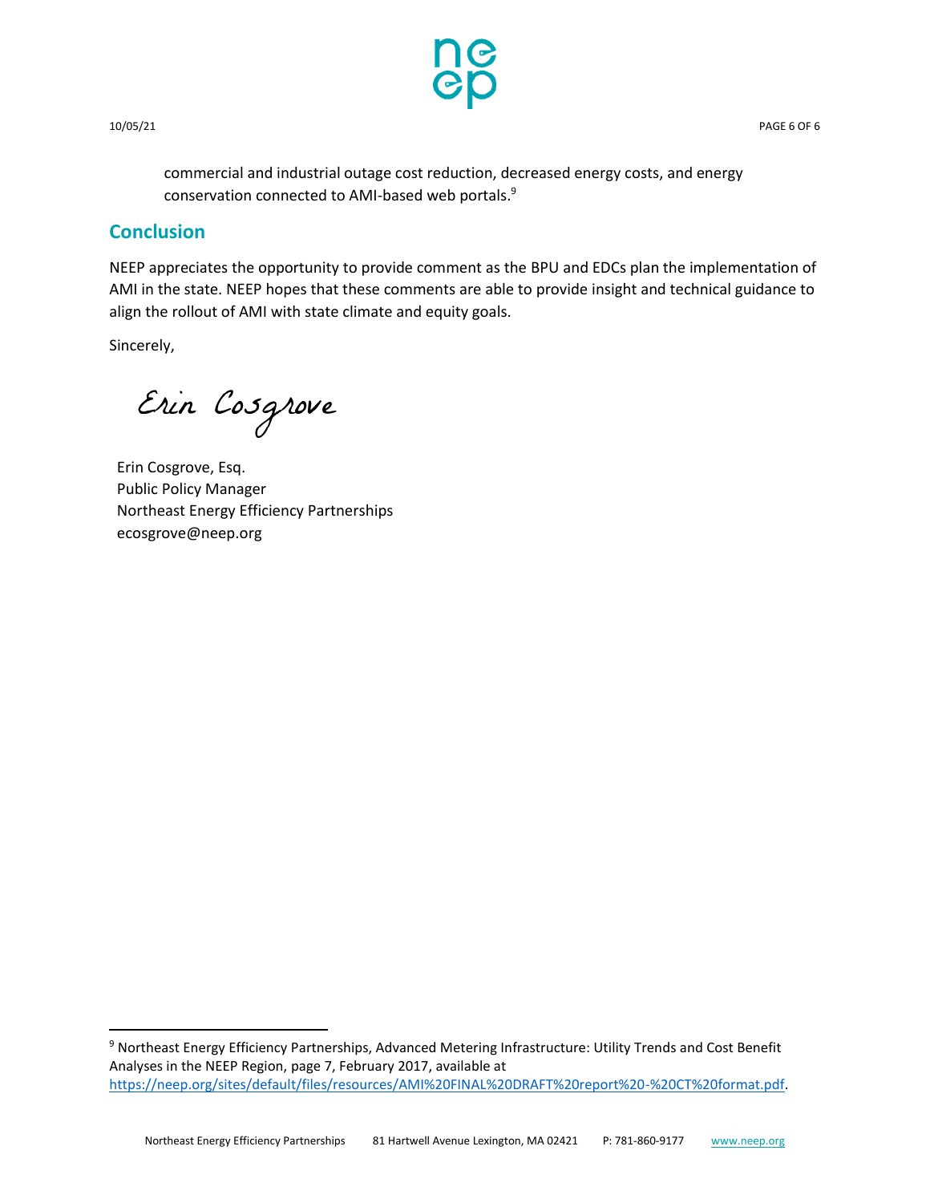commercial and industrial outage cost reduction, decreased energy costs, and energy conservation connected to AMI-based web portals.[9]

## Conclusion

NEEP appreciates the opportunity to provide comment as the BPU and EDCs plan the implementation of AMI in the state. NEEP hopes that these comments are able to provide insight and technical guidance to align the rollout of AMI with state climate and equity goals.

Sincerely,

Erin Cosgrove

Erin Cosgrove, Esq.
Public Policy Manager
Northeast Energy Efficiency Partnerships
ecosgrove@neep.org

---

[9] Northeast Energy Efficiency Partnerships, Advanced Metering Infrastructure: Utility Trends and Cost Benefit Analyses in the NEEP Region, page 7, February 2017, available at https://neep.org/sites/default/files/resources/AMI%20FINAL%20DRAFT%20report%20-%20CT%20format.pdf.